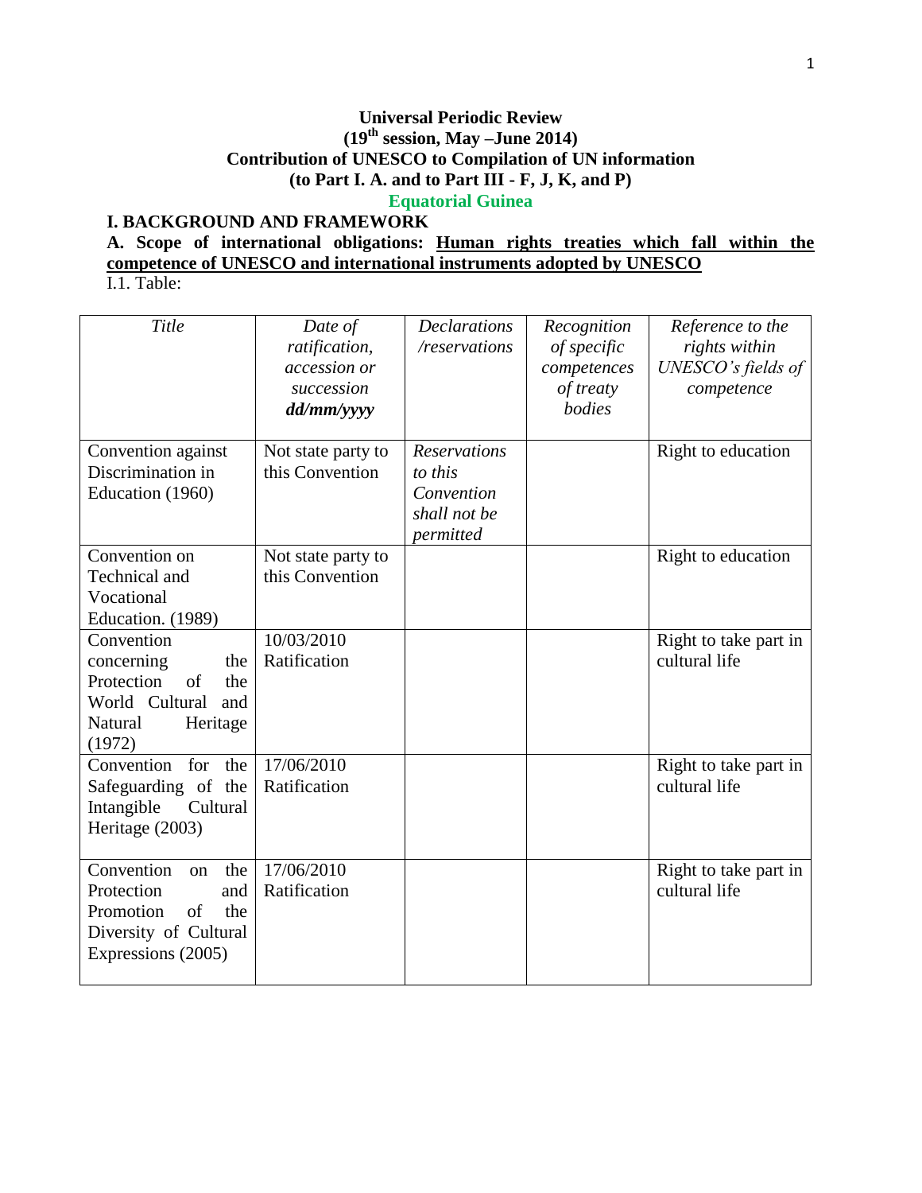**Universal Periodic Review**
**(19th session, May –June 2014)**
**Contribution of UNESCO to Compilation of UN information**
**(to Part I. A. and to Part III - F, J, K, and P)**
**Equatorial Guinea**

# I. BACKGROUND AND FRAMEWORK

## A. Scope of international obligations: <u>Human rights treaties which fall within the competence of UNESCO and international instruments adopted by UNESCO</u>

I.1. Table:

| *Title* | *Date of ratification, accession or succession **dd/mm/yyyy*** | *Declarations /reservations* | *Recognition of specific competences of treaty bodies* | *Reference to the rights within UNESCO's fields of competence* |
|---|---|---|---|---|
| Convention against Discrimination in Education (1960) | Not state party to this Convention | *Reservations to this Convention shall not be permitted* | | Right to education |
| Convention on Technical and Vocational Education. (1989) | Not state party to this Convention | | | Right to education |
| Convention concerning the Protection of the World Cultural and Natural Heritage (1972) | 10/03/2010 Ratification | | | Right to take part in cultural life |
| Convention for the Safeguarding of the Intangible Cultural Heritage (2003) | 17/06/2010 Ratification | | | Right to take part in cultural life |
| Convention on the Protection and Promotion of the Diversity of Cultural Expressions (2005) | 17/06/2010 Ratification | | | Right to take part in cultural life |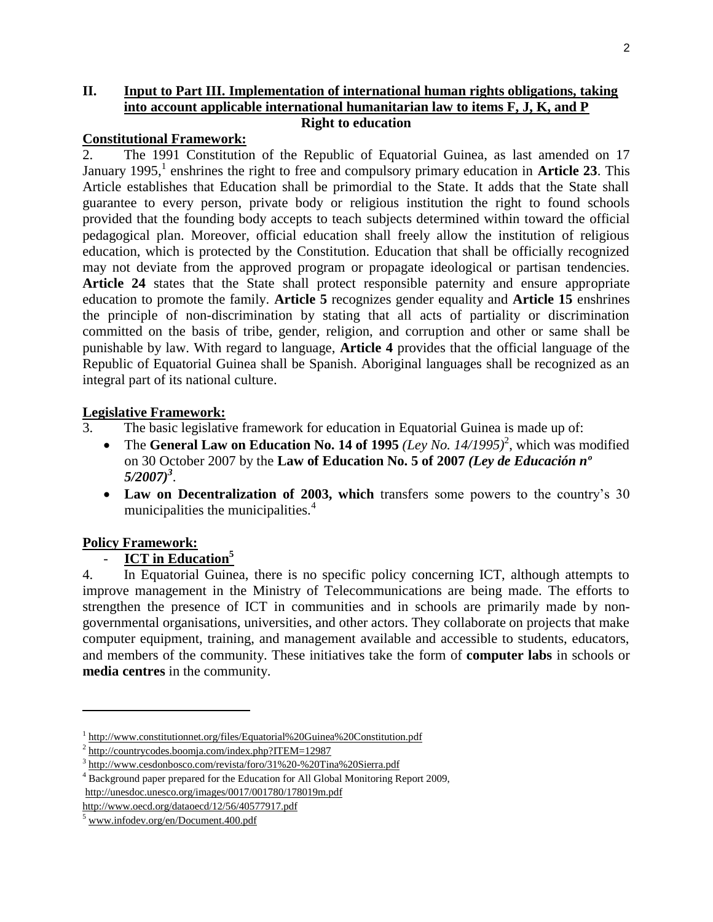## II. Input to Part III. Implementation of international human rights obligations, taking into account applicable international humanitarian law to items F, J, K, and P

### Right to education

**Constitutional Framework:**

2. The 1991 Constitution of the Republic of Equatorial Guinea, as last amended on 17 January 1995,[1] enshrines the right to free and compulsory primary education in **Article 23**. This Article establishes that Education shall be primordial to the State. It adds that the State shall guarantee to every person, private body or religious institution the right to found schools provided that the founding body accepts to teach subjects determined within toward the official pedagogical plan. Moreover, official education shall freely allow the institution of religious education, which is protected by the Constitution. Education that shall be officially recognized may not deviate from the approved program or propagate ideological or partisan tendencies. **Article 24** states that the State shall protect responsible paternity and ensure appropriate education to promote the family. **Article 5** recognizes gender equality and **Article 15** enshrines the principle of non-discrimination by stating that all acts of partiality or discrimination committed on the basis of tribe, gender, religion, and corruption and other or same shall be punishable by law. With regard to language, **Article 4** provides that the official language of the Republic of Equatorial Guinea shall be Spanish. Aboriginal languages shall be recognized as an integral part of its national culture.

**Legislative Framework:**

3. The basic legislative framework for education in Equatorial Guinea is made up of:
   - The **General Law on Education No. 14 of 1995** *(Ley No. 14/1995)*[2], which was modified on 30 October 2007 by the **Law of Education No. 5 of 2007** ***(Ley de Educación nº 5/2007)***[3].
   - **Law on Decentralization of 2003, which** transfers some powers to the country's 30 municipalities the municipalities.[4]

**Policy Framework:**

- **ICT in Education**[5]

4. In Equatorial Guinea, there is no specific policy concerning ICT, although attempts to improve management in the Ministry of Telecommunications are being made. The efforts to strengthen the presence of ICT in communities and in schools are primarily made by non-governmental organisations, universities, and other actors. They collaborate on projects that make computer equipment, training, and management available and accessible to students, educators, and members of the community. These initiatives take the form of **computer labs** in schools or **media centres** in the community.

---

[1] http://www.constitutionnet.org/files/Equatorial%20Guinea%20Constitution.pdf

[2] http://countrycodes.boomja.com/index.php?ITEM=12987

[3] http://www.cesdonbosco.com/revista/foro/31%20-%20Tina%20Sierra.pdf

[4] Background paper prepared for the Education for All Global Monitoring Report 2009, http://unesdoc.unesco.org/images/0017/001780/178019m.pdf
http://www.oecd.org/dataoecd/12/56/40577917.pdf

[5] www.infodev.org/en/Document.400.pdf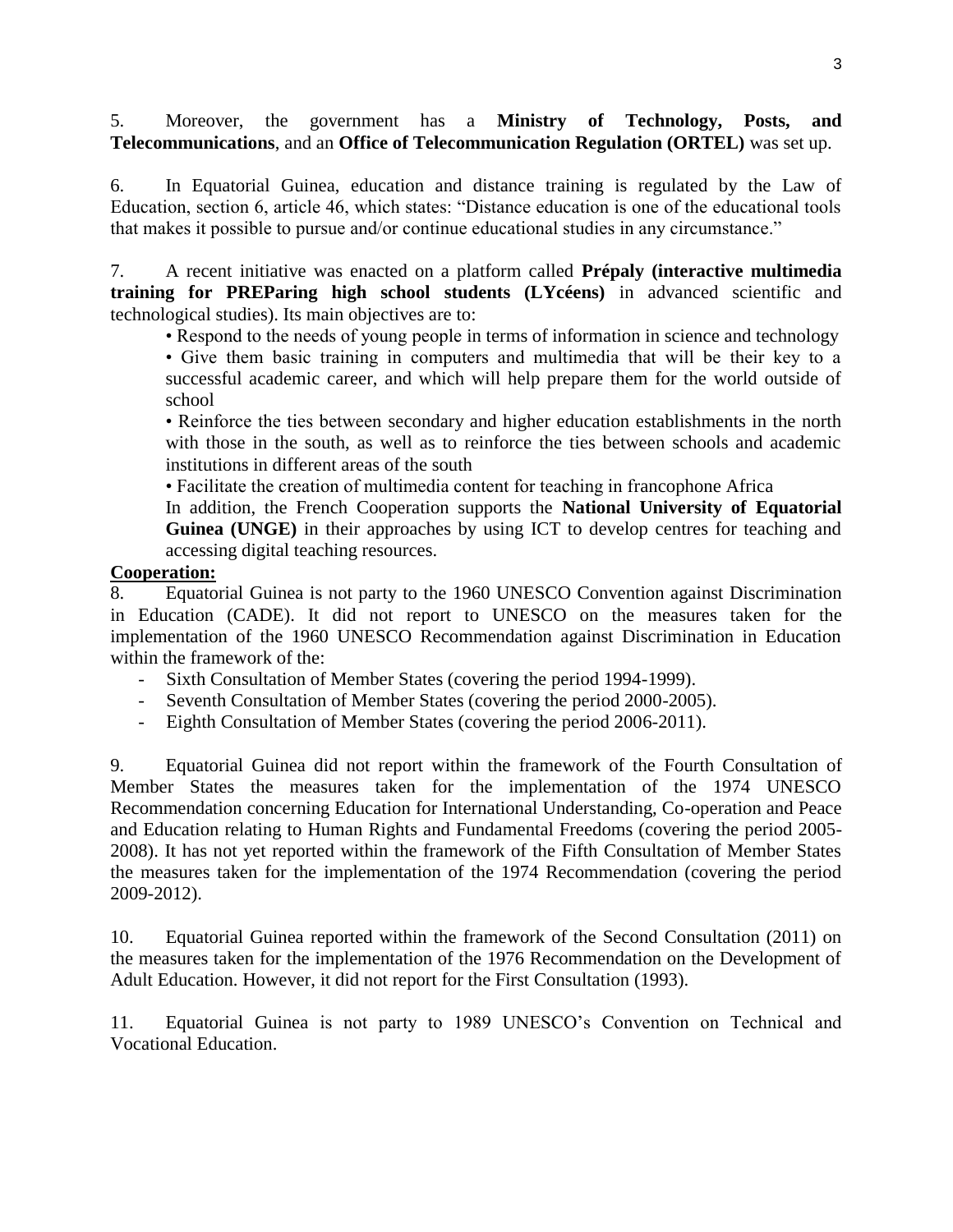5. Moreover, the government has a **Ministry of Technology, Posts, and Telecommunications**, and an **Office of Telecommunication Regulation (ORTEL)** was set up.

6. In Equatorial Guinea, education and distance training is regulated by the Law of Education, section 6, article 46, which states: "Distance education is one of the educational tools that makes it possible to pursue and/or continue educational studies in any circumstance."

7. A recent initiative was enacted on a platform called **Prépaly (interactive multimedia training for PREParing high school students (LYcéens)** in advanced scientific and technological studies). Its main objectives are to:

- Respond to the needs of young people in terms of information in science and technology
- Give them basic training in computers and multimedia that will be their key to a successful academic career, and which will help prepare them for the world outside of school
- Reinforce the ties between secondary and higher education establishments in the north with those in the south, as well as to reinforce the ties between schools and academic institutions in different areas of the south
- Facilitate the creation of multimedia content for teaching in francophone Africa

In addition, the French Cooperation supports the **National University of Equatorial Guinea (UNGE)** in their approaches by using ICT to develop centres for teaching and accessing digital teaching resources.

**Cooperation:**

8. Equatorial Guinea is not party to the 1960 UNESCO Convention against Discrimination in Education (CADE). It did not report to UNESCO on the measures taken for the implementation of the 1960 UNESCO Recommendation against Discrimination in Education within the framework of the:

- Sixth Consultation of Member States (covering the period 1994-1999).
- Seventh Consultation of Member States (covering the period 2000-2005).
- Eighth Consultation of Member States (covering the period 2006-2011).

9. Equatorial Guinea did not report within the framework of the Fourth Consultation of Member States the measures taken for the implementation of the 1974 UNESCO Recommendation concerning Education for International Understanding, Co-operation and Peace and Education relating to Human Rights and Fundamental Freedoms (covering the period 2005-2008). It has not yet reported within the framework of the Fifth Consultation of Member States the measures taken for the implementation of the 1974 Recommendation (covering the period 2009-2012).

10. Equatorial Guinea reported within the framework of the Second Consultation (2011) on the measures taken for the implementation of the 1976 Recommendation on the Development of Adult Education. However, it did not report for the First Consultation (1993).

11. Equatorial Guinea is not party to 1989 UNESCO's Convention on Technical and Vocational Education.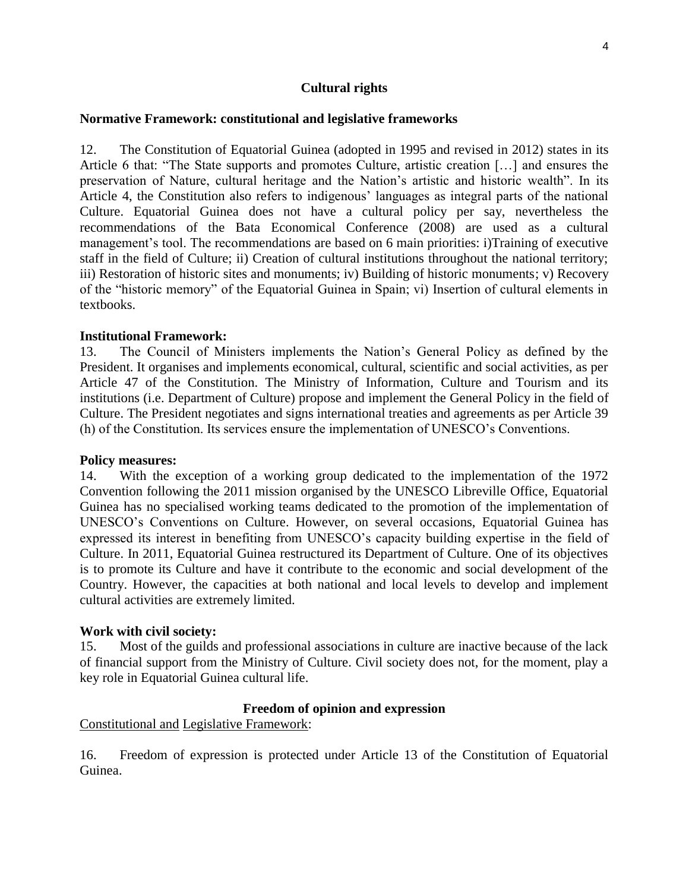## Cultural rights

### Normative Framework: constitutional and legislative frameworks

12. The Constitution of Equatorial Guinea (adopted in 1995 and revised in 2012) states in its Article 6 that: "The State supports and promotes Culture, artistic creation […] and ensures the preservation of Nature, cultural heritage and the Nation's artistic and historic wealth". In its Article 4, the Constitution also refers to indigenous' languages as integral parts of the national Culture. Equatorial Guinea does not have a cultural policy per say, nevertheless the recommendations of the Bata Economical Conference (2008) are used as a cultural management's tool. The recommendations are based on 6 main priorities: i)Training of executive staff in the field of Culture; ii) Creation of cultural institutions throughout the national territory; iii) Restoration of historic sites and monuments; iv) Building of historic monuments; v) Recovery of the "historic memory" of the Equatorial Guinea in Spain; vi) Insertion of cultural elements in textbooks.

**Institutional Framework:**

13. The Council of Ministers implements the Nation's General Policy as defined by the President. It organises and implements economical, cultural, scientific and social activities, as per Article 47 of the Constitution. The Ministry of Information, Culture and Tourism and its institutions (i.e. Department of Culture) propose and implement the General Policy in the field of Culture. The President negotiates and signs international treaties and agreements as per Article 39 (h) of the Constitution. Its services ensure the implementation of UNESCO's Conventions.

**Policy measures:**

14. With the exception of a working group dedicated to the implementation of the 1972 Convention following the 2011 mission organised by the UNESCO Libreville Office, Equatorial Guinea has no specialised working teams dedicated to the promotion of the implementation of UNESCO's Conventions on Culture. However, on several occasions, Equatorial Guinea has expressed its interest in benefiting from UNESCO's capacity building expertise in the field of Culture. In 2011, Equatorial Guinea restructured its Department of Culture. One of its objectives is to promote its Culture and have it contribute to the economic and social development of the Country. However, the capacities at both national and local levels to develop and implement cultural activities are extremely limited.

**Work with civil society:**

15. Most of the guilds and professional associations in culture are inactive because of the lack of financial support from the Ministry of Culture. Civil society does not, for the moment, play a key role in Equatorial Guinea cultural life.

## Freedom of opinion and expression

Constitutional and Legislative Framework:

16. Freedom of expression is protected under Article 13 of the Constitution of Equatorial Guinea.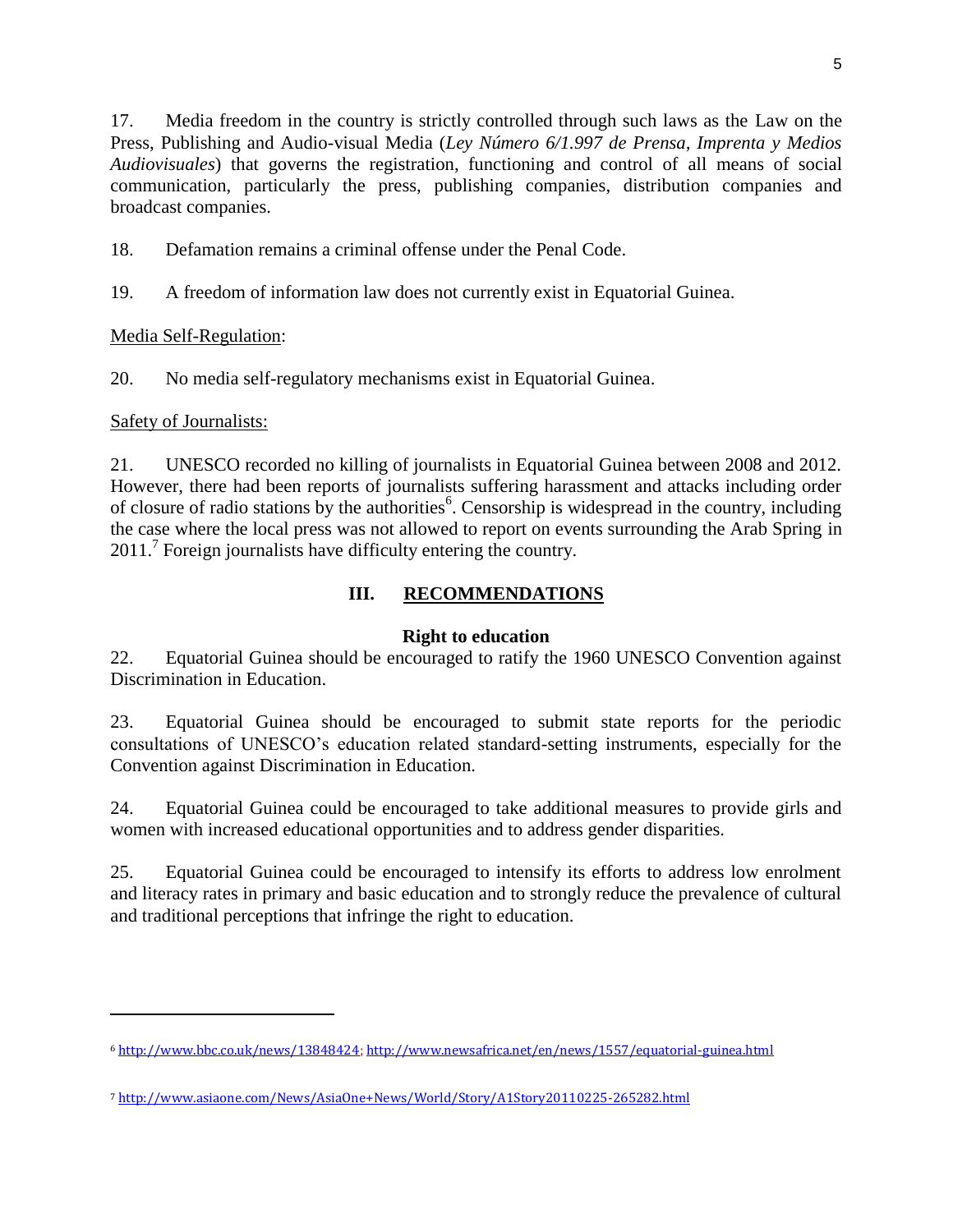17. Media freedom in the country is strictly controlled through such laws as the Law on the Press, Publishing and Audio-visual Media (*Ley Número 6/1.997 de Prensa, Imprenta y Medios Audiovisuales*) that governs the registration, functioning and control of all means of social communication, particularly the press, publishing companies, distribution companies and broadcast companies.

18. Defamation remains a criminal offense under the Penal Code.

19. A freedom of information law does not currently exist in Equatorial Guinea.

Media Self-Regulation:

20. No media self-regulatory mechanisms exist in Equatorial Guinea.

Safety of Journalists:

21. UNESCO recorded no killing of journalists in Equatorial Guinea between 2008 and 2012. However, there had been reports of journalists suffering harassment and attacks including order of closure of radio stations by the authorities[6]. Censorship is widespread in the country, including the case where the local press was not allowed to report on events surrounding the Arab Spring in 2011.[7] Foreign journalists have difficulty entering the country.

## III. RECOMMENDATIONS

### Right to education

22. Equatorial Guinea should be encouraged to ratify the 1960 UNESCO Convention against Discrimination in Education.

23. Equatorial Guinea should be encouraged to submit state reports for the periodic consultations of UNESCO's education related standard-setting instruments, especially for the Convention against Discrimination in Education.

24. Equatorial Guinea could be encouraged to take additional measures to provide girls and women with increased educational opportunities and to address gender disparities.

25. Equatorial Guinea could be encouraged to intensify its efforts to address low enrolment and literacy rates in primary and basic education and to strongly reduce the prevalence of cultural and traditional perceptions that infringe the right to education.

---

[6] http://www.bbc.co.uk/news/13848424; http://www.newsafrica.net/en/news/1557/equatorial-guinea.html

[7] http://www.asiaone.com/News/AsiaOne+News/World/Story/A1Story20110225-265282.html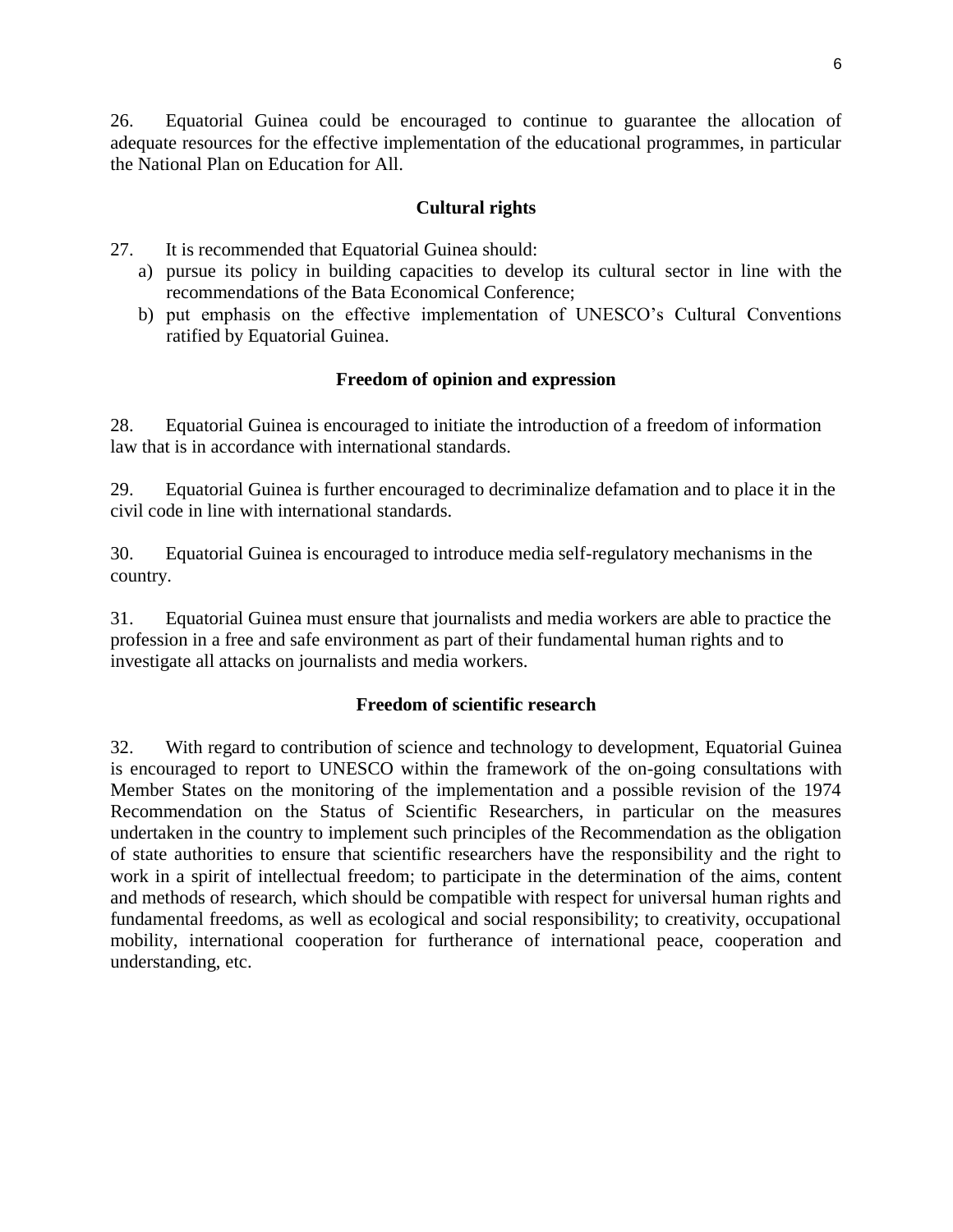26. Equatorial Guinea could be encouraged to continue to guarantee the allocation of adequate resources for the effective implementation of the educational programmes, in particular the National Plan on Education for All.

### Cultural rights

27. It is recommended that Equatorial Guinea should:

a) pursue its policy in building capacities to develop its cultural sector in line with the recommendations of the Bata Economical Conference;

b) put emphasis on the effective implementation of UNESCO's Cultural Conventions ratified by Equatorial Guinea.

### Freedom of opinion and expression

28. Equatorial Guinea is encouraged to initiate the introduction of a freedom of information law that is in accordance with international standards.

29. Equatorial Guinea is further encouraged to decriminalize defamation and to place it in the civil code in line with international standards.

30. Equatorial Guinea is encouraged to introduce media self-regulatory mechanisms in the country.

31. Equatorial Guinea must ensure that journalists and media workers are able to practice the profession in a free and safe environment as part of their fundamental human rights and to investigate all attacks on journalists and media workers.

### Freedom of scientific research

32. With regard to contribution of science and technology to development, Equatorial Guinea is encouraged to report to UNESCO within the framework of the on-going consultations with Member States on the monitoring of the implementation and a possible revision of the 1974 Recommendation on the Status of Scientific Researchers, in particular on the measures undertaken in the country to implement such principles of the Recommendation as the obligation of state authorities to ensure that scientific researchers have the responsibility and the right to work in a spirit of intellectual freedom; to participate in the determination of the aims, content and methods of research, which should be compatible with respect for universal human rights and fundamental freedoms, as well as ecological and social responsibility; to creativity, occupational mobility, international cooperation for furtherance of international peace, cooperation and understanding, etc.